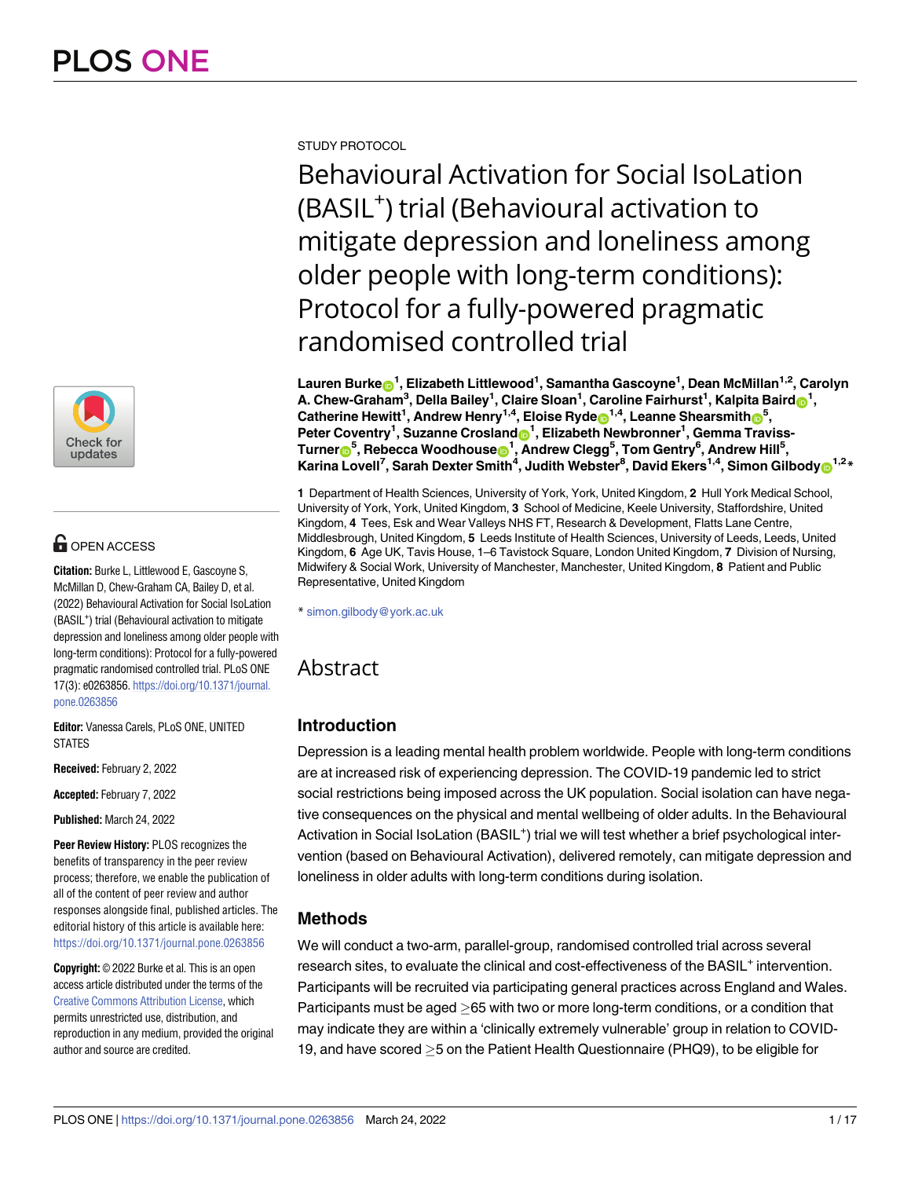STUDY PROTOCOL

# Behavioural Activation for Social IsoLation (BASIL$^+$) trial (Behavioural activation to mitigate depression and loneliness among older people with long-term conditions): Protocol for a fully-powered pragmatic randomised controlled trial

**Lauren Burke[1], Elizabeth Littlewood[1], Samantha Gascoyne[1], Dean McMillan[1,2], Carolyn A. Chew-Graham[3], Della Bailey[1], Claire Sloan[1], Caroline Fairhurst[1], Kalpita Baird[1], Catherine Hewitt[1], Andrew Henry[1,4], Eloise Ryde[1,4], Leanne Shearsmith[5], Peter Coventry[1], Suzanne Crosland[1], Elizabeth Newbronner[1], Gemma Traviss-Turner[5], Rebecca Woodhouse[1], Andrew Clegg[5], Tom Gentry[6], Andrew Hill[5], Karina Lovell[7], Sarah Dexter Smith[4], Judith Webster[8], David Ekers[1,4], Simon Gilbody[1,2]***

**1** Department of Health Sciences, University of York, York, United Kingdom, **2** Hull York Medical School, University of York, York, United Kingdom, **3** School of Medicine, Keele University, Staffordshire, United Kingdom, **4** Tees, Esk and Wear Valleys NHS FT, Research & Development, Flatts Lane Centre, Middlesbrough, United Kingdom, **5** Leeds Institute of Health Sciences, University of Leeds, Leeds, United Kingdom, **6** Age UK, Tavis House, 1–6 Tavistock Square, London United Kingdom, **7** Division of Nursing, Midwifery & Social Work, University of Manchester, Manchester, United Kingdom, **8** Patient and Public Representative, United Kingdom

* simon.gilbody@york.ac.uk

OPEN ACCESS

**Citation:** Burke L, Littlewood E, Gascoyne S, McMillan D, Chew-Graham CA, Bailey D, et al. (2022) Behavioural Activation for Social IsoLation (BASIL$^+$) trial (Behavioural activation to mitigate depression and loneliness among older people with long-term conditions): Protocol for a fully-powered pragmatic randomised controlled trial. PLoS ONE 17(3): e0263856. https://doi.org/10.1371/journal.pone.0263856

**Editor:** Vanessa Carels, PLoS ONE, UNITED STATES

**Received:** February 2, 2022

**Accepted:** February 7, 2022

**Published:** March 24, 2022

**Peer Review History:** PLOS recognizes the benefits of transparency in the peer review process; therefore, we enable the publication of all of the content of peer review and author responses alongside final, published articles. The editorial history of this article is available here: https://doi.org/10.1371/journal.pone.0263856

**Copyright:** © 2022 Burke et al. This is an open access article distributed under the terms of the Creative Commons Attribution License, which permits unrestricted use, distribution, and reproduction in any medium, provided the original author and source are credited.

## Abstract

### Introduction

Depression is a leading mental health problem worldwide. People with long-term conditions are at increased risk of experiencing depression. The COVID-19 pandemic led to strict social restrictions being imposed across the UK population. Social isolation can have negative consequences on the physical and mental wellbeing of older adults. In the Behavioural Activation in Social IsoLation (BASIL$^+$) trial we will test whether a brief psychological intervention (based on Behavioural Activation), delivered remotely, can mitigate depression and loneliness in older adults with long-term conditions during isolation.

### Methods

We will conduct a two-arm, parallel-group, randomised controlled trial across several research sites, to evaluate the clinical and cost-effectiveness of the BASIL$^+$ intervention. Participants will be recruited via participating general practices across England and Wales. Participants must be aged $\geq$65 with two or more long-term conditions, or a condition that may indicate they are within a 'clinically extremely vulnerable' group in relation to COVID-19, and have scored $\geq$5 on the Patient Health Questionnaire (PHQ9), to be eligible for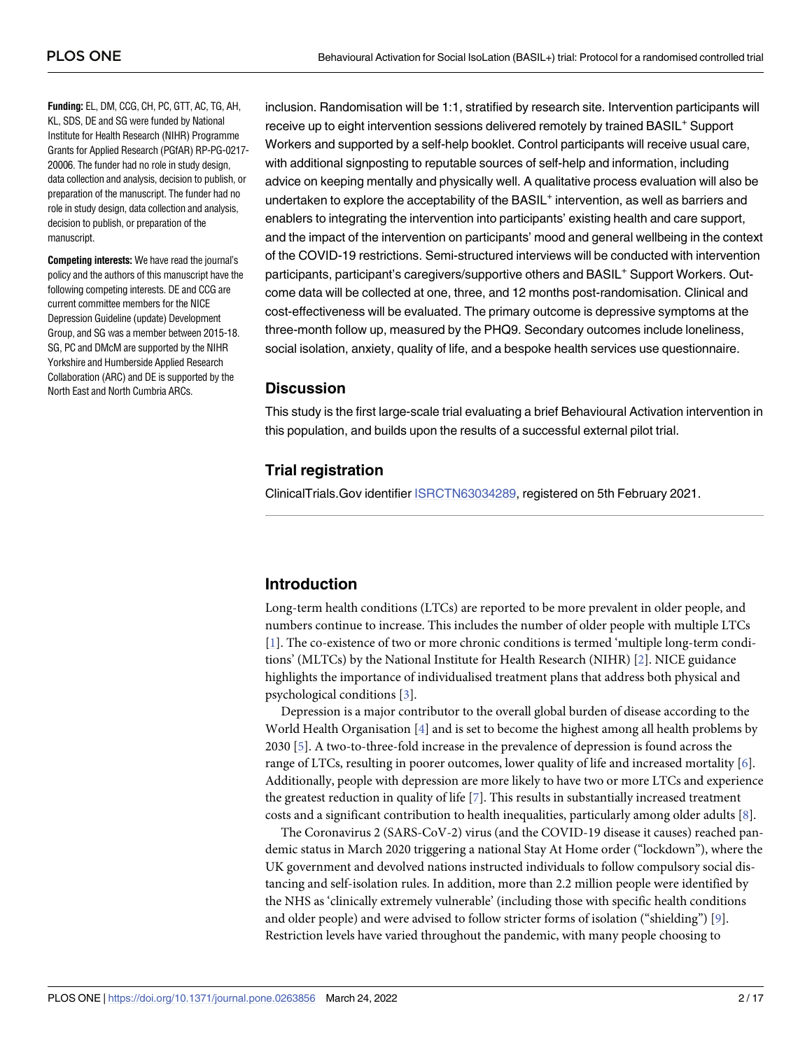**Funding:** EL, DM, CCG, CH, PC, GTT, AC, TG, AH, KL, SDS, DE and SG were funded by National Institute for Health Research (NIHR) Programme Grants for Applied Research (PGfAR) RP-PG-0217-20006. The funder had no role in study design, data collection and analysis, decision to publish, or preparation of the manuscript. The funder had no role in study design, data collection and analysis, decision to publish, or preparation of the manuscript.

**Competing interests:** We have read the journal's policy and the authors of this manuscript have the following competing interests. DE and CCG are current committee members for the NICE Depression Guideline (update) Development Group, and SG was a member between 2015-18. SG, PC and DMcM are supported by the NIHR Yorkshire and Humberside Applied Research Collaboration (ARC) and DE is supported by the North East and North Cumbria ARCs.

inclusion. Randomisation will be 1:1, stratified by research site. Intervention participants will receive up to eight intervention sessions delivered remotely by trained BASIL⁺ Support Workers and supported by a self-help booklet. Control participants will receive usual care, with additional signposting to reputable sources of self-help and information, including advice on keeping mentally and physically well. A qualitative process evaluation will also be undertaken to explore the acceptability of the BASIL⁺ intervention, as well as barriers and enablers to integrating the intervention into participants' existing health and care support, and the impact of the intervention on participants' mood and general wellbeing in the context of the COVID-19 restrictions. Semi-structured interviews will be conducted with intervention participants, participant's caregivers/supportive others and BASIL⁺ Support Workers. Outcome data will be collected at one, three, and 12 months post-randomisation. Clinical and cost-effectiveness will be evaluated. The primary outcome is depressive symptoms at the three-month follow up, measured by the PHQ9. Secondary outcomes include loneliness, social isolation, anxiety, quality of life, and a bespoke health services use questionnaire.

## Discussion

This study is the first large-scale trial evaluating a brief Behavioural Activation intervention in this population, and builds upon the results of a successful external pilot trial.

## Trial registration

ClinicalTrials.Gov identifier ISRCTN63034289, registered on 5th February 2021.

## Introduction

Long-term health conditions (LTCs) are reported to be more prevalent in older people, and numbers continue to increase. This includes the number of older people with multiple LTCs [1]. The co-existence of two or more chronic conditions is termed 'multiple long-term conditions' (MLTCs) by the National Institute for Health Research (NIHR) [2]. NICE guidance highlights the importance of individualised treatment plans that address both physical and psychological conditions [3].

Depression is a major contributor to the overall global burden of disease according to the World Health Organisation [4] and is set to become the highest among all health problems by 2030 [5]. A two-to-three-fold increase in the prevalence of depression is found across the range of LTCs, resulting in poorer outcomes, lower quality of life and increased mortality [6]. Additionally, people with depression are more likely to have two or more LTCs and experience the greatest reduction in quality of life [7]. This results in substantially increased treatment costs and a significant contribution to health inequalities, particularly among older adults [8].

The Coronavirus 2 (SARS-CoV-2) virus (and the COVID-19 disease it causes) reached pandemic status in March 2020 triggering a national Stay At Home order ("lockdown"), where the UK government and devolved nations instructed individuals to follow compulsory social distancing and self-isolation rules. In addition, more than 2.2 million people were identified by the NHS as 'clinically extremely vulnerable' (including those with specific health conditions and older people) and were advised to follow stricter forms of isolation ("shielding") [9]. Restriction levels have varied throughout the pandemic, with many people choosing to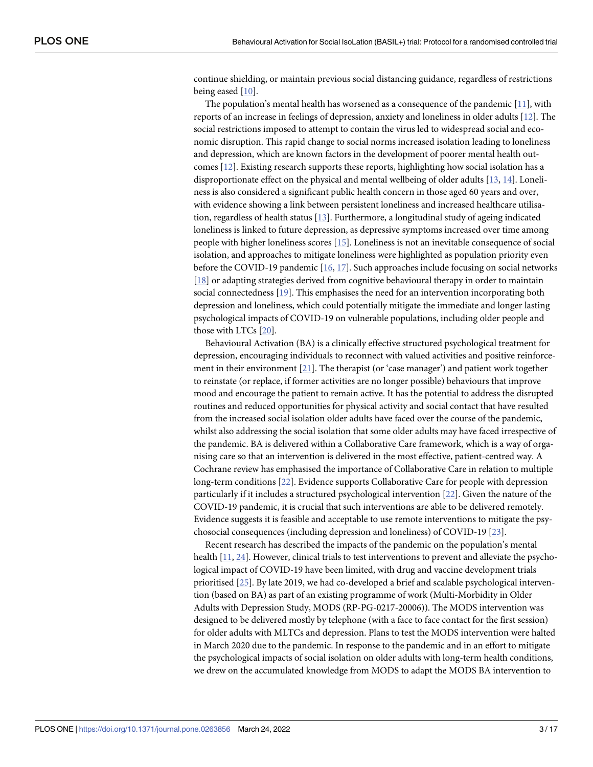continue shielding, or maintain previous social distancing guidance, regardless of restrictions being eased [10].

The population's mental health has worsened as a consequence of the pandemic [11], with reports of an increase in feelings of depression, anxiety and loneliness in older adults [12]. The social restrictions imposed to attempt to contain the virus led to widespread social and economic disruption. This rapid change to social norms increased isolation leading to loneliness and depression, which are known factors in the development of poorer mental health outcomes [12]. Existing research supports these reports, highlighting how social isolation has a disproportionate effect on the physical and mental wellbeing of older adults [13, 14]. Loneliness is also considered a significant public health concern in those aged 60 years and over, with evidence showing a link between persistent loneliness and increased healthcare utilisation, regardless of health status [13]. Furthermore, a longitudinal study of ageing indicated loneliness is linked to future depression, as depressive symptoms increased over time among people with higher loneliness scores [15]. Loneliness is not an inevitable consequence of social isolation, and approaches to mitigate loneliness were highlighted as population priority even before the COVID-19 pandemic [16, 17]. Such approaches include focusing on social networks [18] or adapting strategies derived from cognitive behavioural therapy in order to maintain social connectedness [19]. This emphasises the need for an intervention incorporating both depression and loneliness, which could potentially mitigate the immediate and longer lasting psychological impacts of COVID-19 on vulnerable populations, including older people and those with LTCs [20].

Behavioural Activation (BA) is a clinically effective structured psychological treatment for depression, encouraging individuals to reconnect with valued activities and positive reinforcement in their environment [21]. The therapist (or 'case manager') and patient work together to reinstate (or replace, if former activities are no longer possible) behaviours that improve mood and encourage the patient to remain active. It has the potential to address the disrupted routines and reduced opportunities for physical activity and social contact that have resulted from the increased social isolation older adults have faced over the course of the pandemic, whilst also addressing the social isolation that some older adults may have faced irrespective of the pandemic. BA is delivered within a Collaborative Care framework, which is a way of organising care so that an intervention is delivered in the most effective, patient-centred way. A Cochrane review has emphasised the importance of Collaborative Care in relation to multiple long-term conditions [22]. Evidence supports Collaborative Care for people with depression particularly if it includes a structured psychological intervention [22]. Given the nature of the COVID-19 pandemic, it is crucial that such interventions are able to be delivered remotely. Evidence suggests it is feasible and acceptable to use remote interventions to mitigate the psychosocial consequences (including depression and loneliness) of COVID-19 [23].

Recent research has described the impacts of the pandemic on the population's mental health [11, 24]. However, clinical trials to test interventions to prevent and alleviate the psychological impact of COVID-19 have been limited, with drug and vaccine development trials prioritised [25]. By late 2019, we had co-developed a brief and scalable psychological intervention (based on BA) as part of an existing programme of work (Multi-Morbidity in Older Adults with Depression Study, MODS (RP-PG-0217-20006)). The MODS intervention was designed to be delivered mostly by telephone (with a face to face contact for the first session) for older adults with MLTCs and depression. Plans to test the MODS intervention were halted in March 2020 due to the pandemic. In response to the pandemic and in an effort to mitigate the psychological impacts of social isolation on older adults with long-term health conditions, we drew on the accumulated knowledge from MODS to adapt the MODS BA intervention to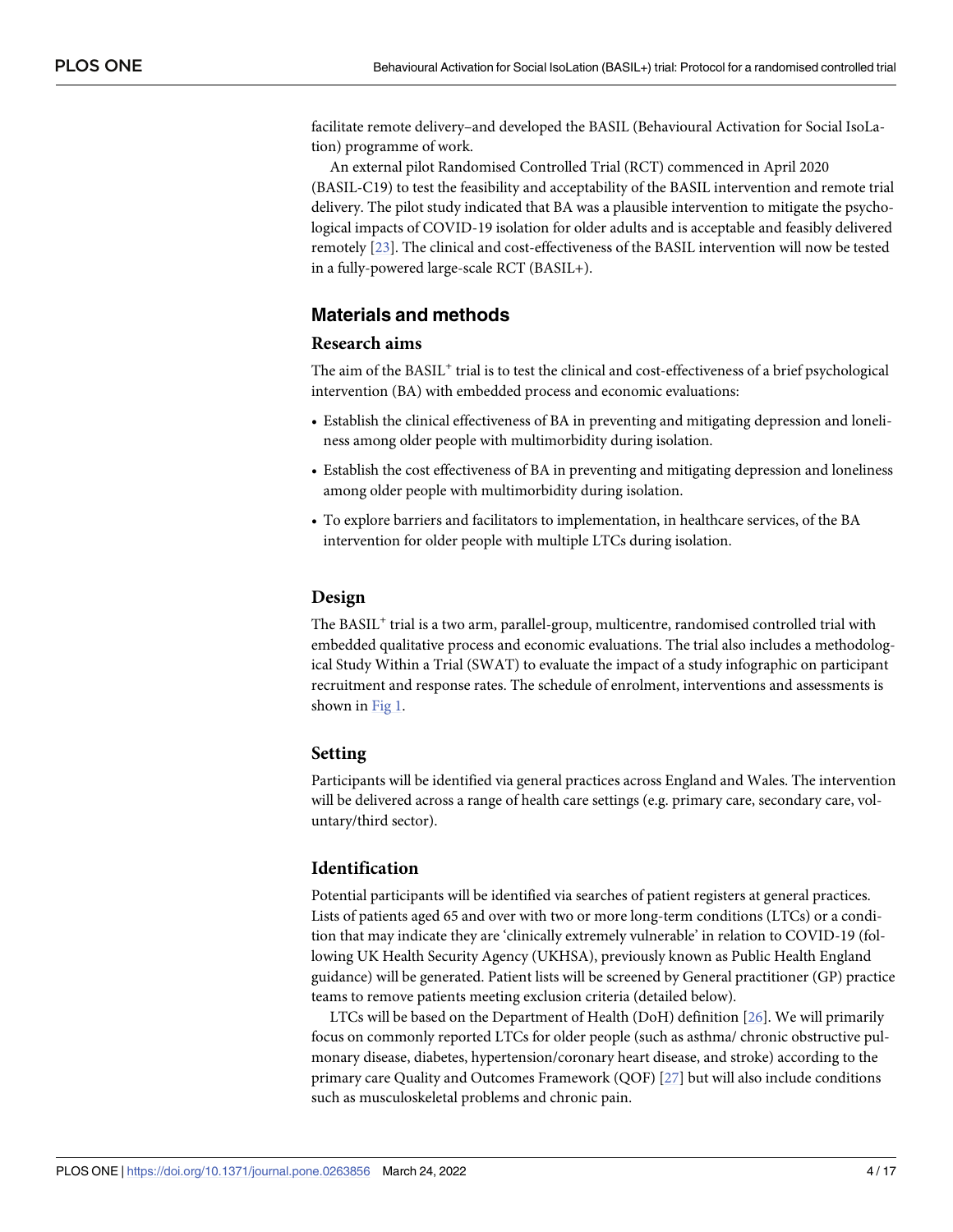facilitate remote delivery–and developed the BASIL (Behavioural Activation for Social IsoLation) programme of work.

An external pilot Randomised Controlled Trial (RCT) commenced in April 2020 (BASIL-C19) to test the feasibility and acceptability of the BASIL intervention and remote trial delivery. The pilot study indicated that BA was a plausible intervention to mitigate the psychological impacts of COVID-19 isolation for older adults and is acceptable and feasibly delivered remotely [23]. The clinical and cost-effectiveness of the BASIL intervention will now be tested in a fully-powered large-scale RCT (BASIL+).

## Materials and methods

### Research aims

The aim of the BASIL$^+$ trial is to test the clinical and cost-effectiveness of a brief psychological intervention (BA) with embedded process and economic evaluations:

- Establish the clinical effectiveness of BA in preventing and mitigating depression and loneliness among older people with multimorbidity during isolation.
- Establish the cost effectiveness of BA in preventing and mitigating depression and loneliness among older people with multimorbidity during isolation.
- To explore barriers and facilitators to implementation, in healthcare services, of the BA intervention for older people with multiple LTCs during isolation.

### Design

The BASIL$^+$ trial is a two arm, parallel-group, multicentre, randomised controlled trial with embedded qualitative process and economic evaluations. The trial also includes a methodological Study Within a Trial (SWAT) to evaluate the impact of a study infographic on participant recruitment and response rates. The schedule of enrolment, interventions and assessments is shown in Fig 1.

### Setting

Participants will be identified via general practices across England and Wales. The intervention will be delivered across a range of health care settings (e.g. primary care, secondary care, voluntary/third sector).

### Identification

Potential participants will be identified via searches of patient registers at general practices. Lists of patients aged 65 and over with two or more long-term conditions (LTCs) or a condition that may indicate they are 'clinically extremely vulnerable' in relation to COVID-19 (following UK Health Security Agency (UKHSA), previously known as Public Health England guidance) will be generated. Patient lists will be screened by General practitioner (GP) practice teams to remove patients meeting exclusion criteria (detailed below).

LTCs will be based on the Department of Health (DoH) definition [26]. We will primarily focus on commonly reported LTCs for older people (such as asthma/ chronic obstructive pulmonary disease, diabetes, hypertension/coronary heart disease, and stroke) according to the primary care Quality and Outcomes Framework (QOF) [27] but will also include conditions such as musculoskeletal problems and chronic pain.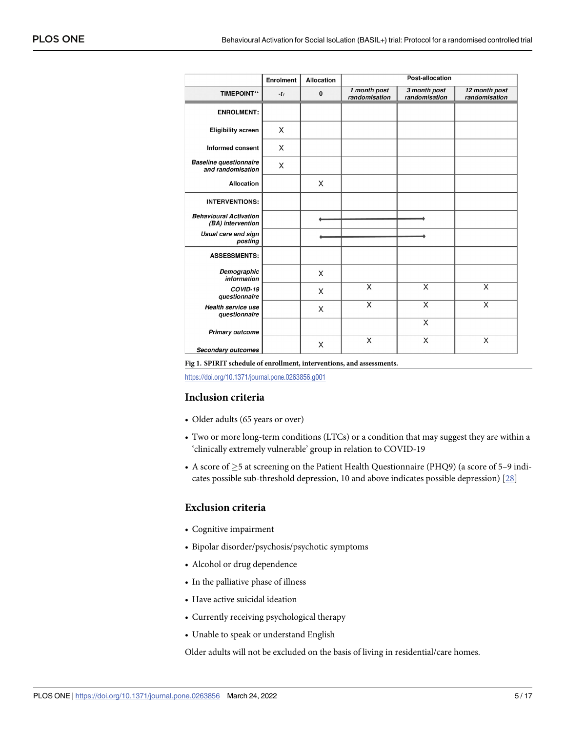| | Enrolment | Allocation | Post-allocation | | |
|---|---|---|---|---|---|
| TIMEPOINT** | $-t_1$ | 0 | *1 month post randomisation* | *3 month post randomisation* | *12 month post randomisation* |
| **ENROLMENT:** | | | | | |
| **Eligibility screen** | X | | | | |
| **Informed consent** | X | | | | |
| ***Baseline questionnaire and randomisation*** | X | | | | |
| **Allocation** | | X | | | |
| **INTERVENTIONS:** | | | | | |
| ***Behavioural Activation (BA) intervention*** | | ⟵ | ⟶ | ⟶ | |
| ***Usual care and sign posting*** | | ⟵ | ⟶ | ⟶ | |
| **ASSESSMENTS:** | | | | | |
| ***Demographic information*** | | X | | | |
| ***COVID-19 questionnaire*** | | X | X | X | X |
| ***Health service use questionnaire*** | | X | X | X | X |
| ***Primary outcome*** | | | | X | |
| ***Secondary outcomes*** | | X | X | X | X |

**Fig 1. SPIRIT schedule of enrollment, interventions, and assessments.**

https://doi.org/10.1371/journal.pone.0263856.g001

## Inclusion criteria

- Older adults (65 years or over)
- Two or more long-term conditions (LTCs) or a condition that may suggest they are within a 'clinically extremely vulnerable' group in relation to COVID-19
- A score of $\geq$5 at screening on the Patient Health Questionnaire (PHQ9) (a score of 5–9 indicates possible sub-threshold depression, 10 and above indicates possible depression) [28]

## Exclusion criteria

- Cognitive impairment
- Bipolar disorder/psychosis/psychotic symptoms
- Alcohol or drug dependence
- In the palliative phase of illness
- Have active suicidal ideation
- Currently receiving psychological therapy
- Unable to speak or understand English

Older adults will not be excluded on the basis of living in residential/care homes.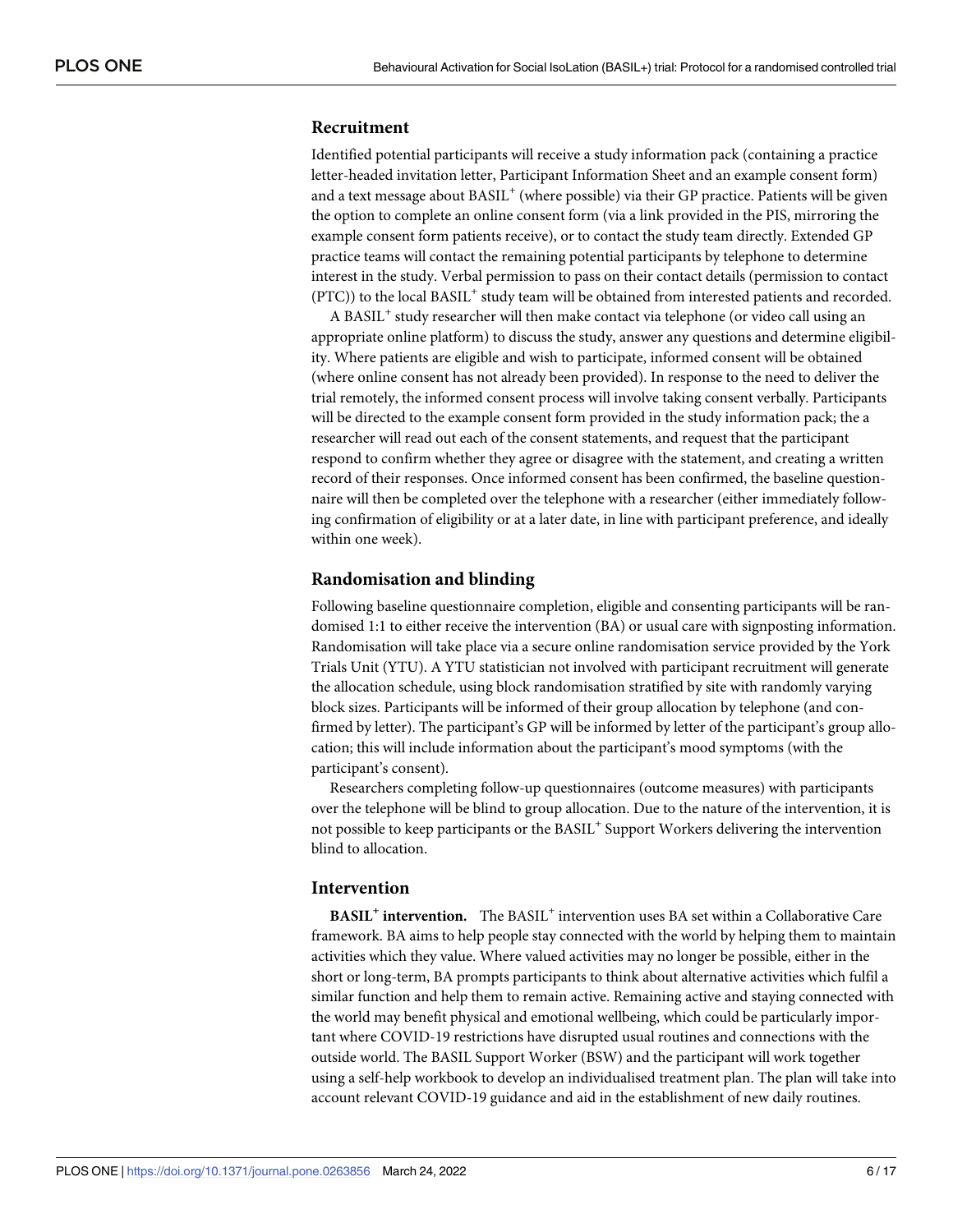## Recruitment

Identified potential participants will receive a study information pack (containing a practice letter-headed invitation letter, Participant Information Sheet and an example consent form) and a text message about BASIL⁺ (where possible) via their GP practice. Patients will be given the option to complete an online consent form (via a link provided in the PIS, mirroring the example consent form patients receive), or to contact the study team directly. Extended GP practice teams will contact the remaining potential participants by telephone to determine interest in the study. Verbal permission to pass on their contact details (permission to contact (PTC)) to the local BASIL⁺ study team will be obtained from interested patients and recorded.

A BASIL⁺ study researcher will then make contact via telephone (or video call using an appropriate online platform) to discuss the study, answer any questions and determine eligibility. Where patients are eligible and wish to participate, informed consent will be obtained (where online consent has not already been provided). In response to the need to deliver the trial remotely, the informed consent process will involve taking consent verbally. Participants will be directed to the example consent form provided in the study information pack; the a researcher will read out each of the consent statements, and request that the participant respond to confirm whether they agree or disagree with the statement, and creating a written record of their responses. Once informed consent has been confirmed, the baseline questionnaire will then be completed over the telephone with a researcher (either immediately following confirmation of eligibility or at a later date, in line with participant preference, and ideally within one week).

## Randomisation and blinding

Following baseline questionnaire completion, eligible and consenting participants will be randomised 1:1 to either receive the intervention (BA) or usual care with signposting information. Randomisation will take place via a secure online randomisation service provided by the York Trials Unit (YTU). A YTU statistician not involved with participant recruitment will generate the allocation schedule, using block randomisation stratified by site with randomly varying block sizes. Participants will be informed of their group allocation by telephone (and confirmed by letter). The participant's GP will be informed by letter of the participant's group allocation; this will include information about the participant's mood symptoms (with the participant's consent).

Researchers completing follow-up questionnaires (outcome measures) with participants over the telephone will be blind to group allocation. Due to the nature of the intervention, it is not possible to keep participants or the BASIL⁺ Support Workers delivering the intervention blind to allocation.

## Intervention

**BASIL⁺ intervention.** The BASIL⁺ intervention uses BA set within a Collaborative Care framework. BA aims to help people stay connected with the world by helping them to maintain activities which they value. Where valued activities may no longer be possible, either in the short or long-term, BA prompts participants to think about alternative activities which fulfil a similar function and help them to remain active. Remaining active and staying connected with the world may benefit physical and emotional wellbeing, which could be particularly important where COVID-19 restrictions have disrupted usual routines and connections with the outside world. The BASIL Support Worker (BSW) and the participant will work together using a self-help workbook to develop an individualised treatment plan. The plan will take into account relevant COVID-19 guidance and aid in the establishment of new daily routines.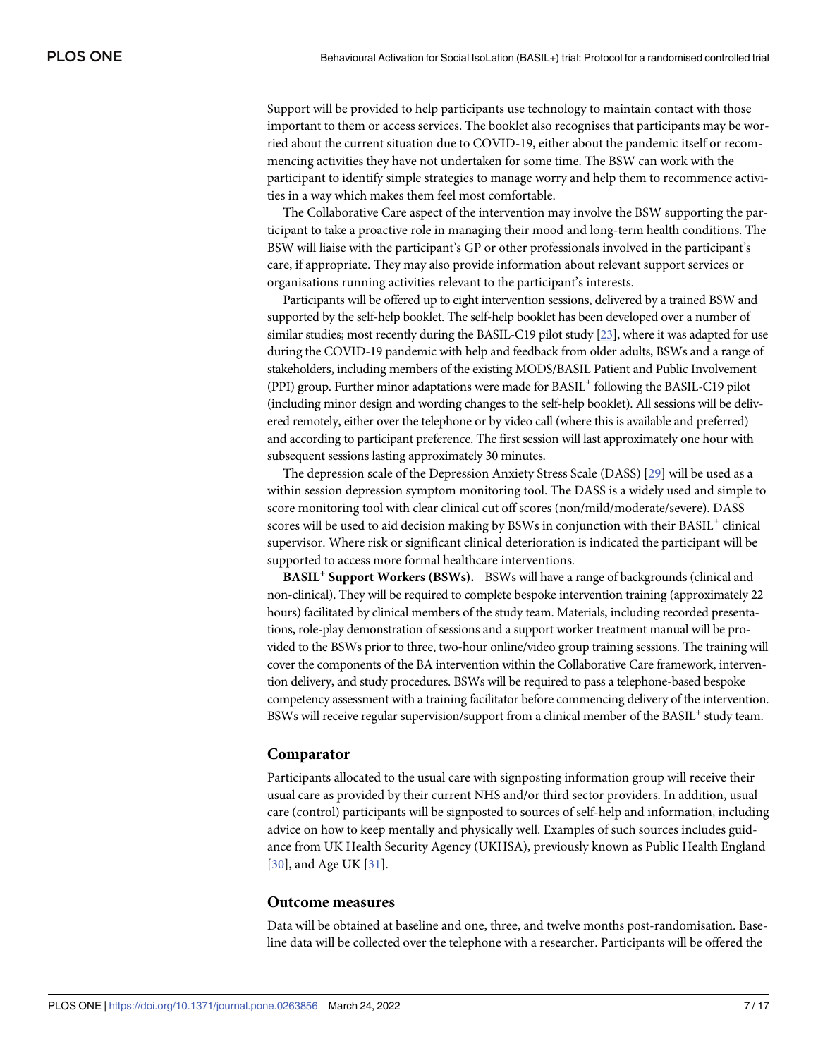Support will be provided to help participants use technology to maintain contact with those important to them or access services. The booklet also recognises that participants may be worried about the current situation due to COVID-19, either about the pandemic itself or recommencing activities they have not undertaken for some time. The BSW can work with the participant to identify simple strategies to manage worry and help them to recommence activities in a way which makes them feel most comfortable.

The Collaborative Care aspect of the intervention may involve the BSW supporting the participant to take a proactive role in managing their mood and long-term health conditions. The BSW will liaise with the participant's GP or other professionals involved in the participant's care, if appropriate. They may also provide information about relevant support services or organisations running activities relevant to the participant's interests.

Participants will be offered up to eight intervention sessions, delivered by a trained BSW and supported by the self-help booklet. The self-help booklet has been developed over a number of similar studies; most recently during the BASIL-C19 pilot study [23], where it was adapted for use during the COVID-19 pandemic with help and feedback from older adults, BSWs and a range of stakeholders, including members of the existing MODS/BASIL Patient and Public Involvement (PPI) group. Further minor adaptations were made for BASIL+ following the BASIL-C19 pilot (including minor design and wording changes to the self-help booklet). All sessions will be delivered remotely, either over the telephone or by video call (where this is available and preferred) and according to participant preference. The first session will last approximately one hour with subsequent sessions lasting approximately 30 minutes.

The depression scale of the Depression Anxiety Stress Scale (DASS) [29] will be used as a within session depression symptom monitoring tool. The DASS is a widely used and simple to score monitoring tool with clear clinical cut off scores (non/mild/moderate/severe). DASS scores will be used to aid decision making by BSWs in conjunction with their BASIL+ clinical supervisor. Where risk or significant clinical deterioration is indicated the participant will be supported to access more formal healthcare interventions.

**BASIL+ Support Workers (BSWs).** BSWs will have a range of backgrounds (clinical and non-clinical). They will be required to complete bespoke intervention training (approximately 22 hours) facilitated by clinical members of the study team. Materials, including recorded presentations, role-play demonstration of sessions and a support worker treatment manual will be provided to the BSWs prior to three, two-hour online/video group training sessions. The training will cover the components of the BA intervention within the Collaborative Care framework, intervention delivery, and study procedures. BSWs will be required to pass a telephone-based bespoke competency assessment with a training facilitator before commencing delivery of the intervention. BSWs will receive regular supervision/support from a clinical member of the BASIL+ study team.

## Comparator

Participants allocated to the usual care with signposting information group will receive their usual care as provided by their current NHS and/or third sector providers. In addition, usual care (control) participants will be signposted to sources of self-help and information, including advice on how to keep mentally and physically well. Examples of such sources includes guidance from UK Health Security Agency (UKHSA), previously known as Public Health England [30], and Age UK [31].

## Outcome measures

Data will be obtained at baseline and one, three, and twelve months post-randomisation. Baseline data will be collected over the telephone with a researcher. Participants will be offered the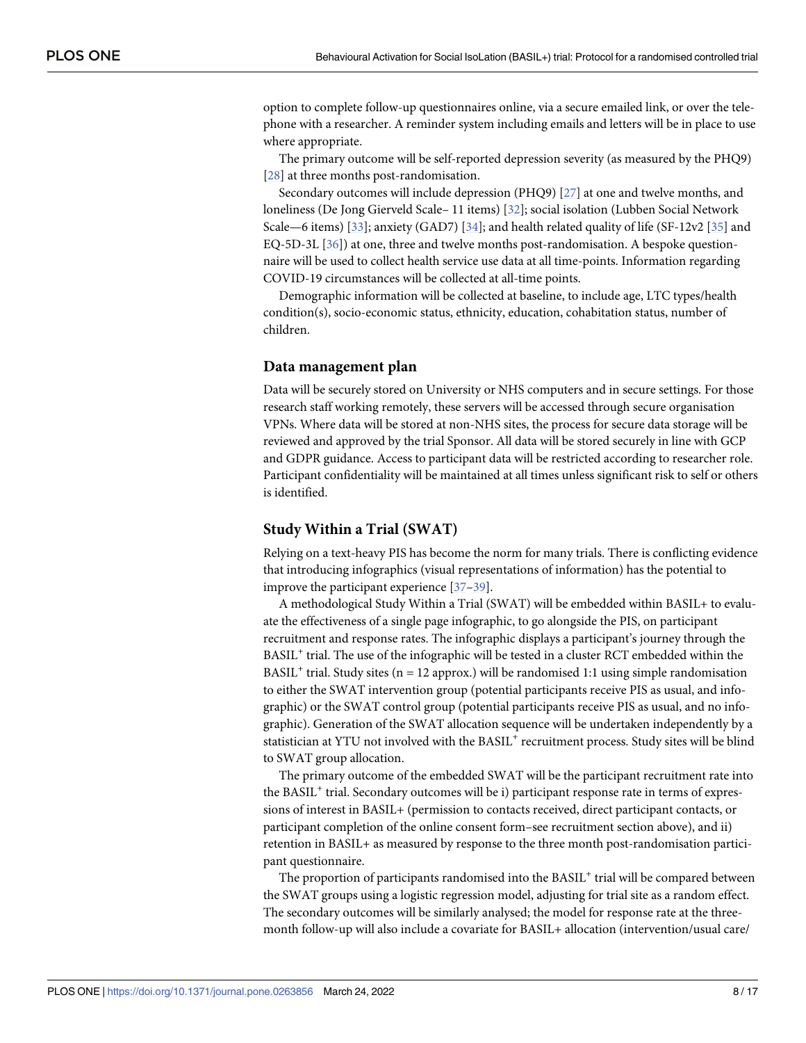option to complete follow-up questionnaires online, via a secure emailed link, or over the telephone with a researcher. A reminder system including emails and letters will be in place to use where appropriate.

The primary outcome will be self-reported depression severity (as measured by the PHQ9) [28] at three months post-randomisation.

Secondary outcomes will include depression (PHQ9) [27] at one and twelve months, and loneliness (De Jong Gierveld Scale– 11 items) [32]; social isolation (Lubben Social Network Scale—6 items) [33]; anxiety (GAD7) [34]; and health related quality of life (SF-12v2 [35] and EQ-5D-3L [36]) at one, three and twelve months post-randomisation. A bespoke questionnaire will be used to collect health service use data at all time-points. Information regarding COVID-19 circumstances will be collected at all-time points.

Demographic information will be collected at baseline, to include age, LTC types/health condition(s), socio-economic status, ethnicity, education, cohabitation status, number of children.

## Data management plan

Data will be securely stored on University or NHS computers and in secure settings. For those research staff working remotely, these servers will be accessed through secure organisation VPNs. Where data will be stored at non-NHS sites, the process for secure data storage will be reviewed and approved by the trial Sponsor. All data will be stored securely in line with GCP and GDPR guidance. Access to participant data will be restricted according to researcher role. Participant confidentiality will be maintained at all times unless significant risk to self or others is identified.

## Study Within a Trial (SWAT)

Relying on a text-heavy PIS has become the norm for many trials. There is conflicting evidence that introducing infographics (visual representations of information) has the potential to improve the participant experience [37–39].

A methodological Study Within a Trial (SWAT) will be embedded within BASIL+ to evaluate the effectiveness of a single page infographic, to go alongside the PIS, on participant recruitment and response rates. The infographic displays a participant's journey through the BASIL$^{+}$ trial. The use of the infographic will be tested in a cluster RCT embedded within the BASIL$^{+}$ trial. Study sites (n = 12 approx.) will be randomised 1:1 using simple randomisation to either the SWAT intervention group (potential participants receive PIS as usual, and infographic) or the SWAT control group (potential participants receive PIS as usual, and no infographic). Generation of the SWAT allocation sequence will be undertaken independently by a statistician at YTU not involved with the BASIL$^{+}$ recruitment process. Study sites will be blind to SWAT group allocation.

The primary outcome of the embedded SWAT will be the participant recruitment rate into the BASIL$^{+}$ trial. Secondary outcomes will be i) participant response rate in terms of expressions of interest in BASIL+ (permission to contacts received, direct participant contacts, or participant completion of the online consent form–see recruitment section above), and ii) retention in BASIL+ as measured by response to the three month post-randomisation participant questionnaire.

The proportion of participants randomised into the BASIL$^{+}$ trial will be compared between the SWAT groups using a logistic regression model, adjusting for trial site as a random effect. The secondary outcomes will be similarly analysed; the model for response rate at the three-month follow-up will also include a covariate for BASIL+ allocation (intervention/usual care/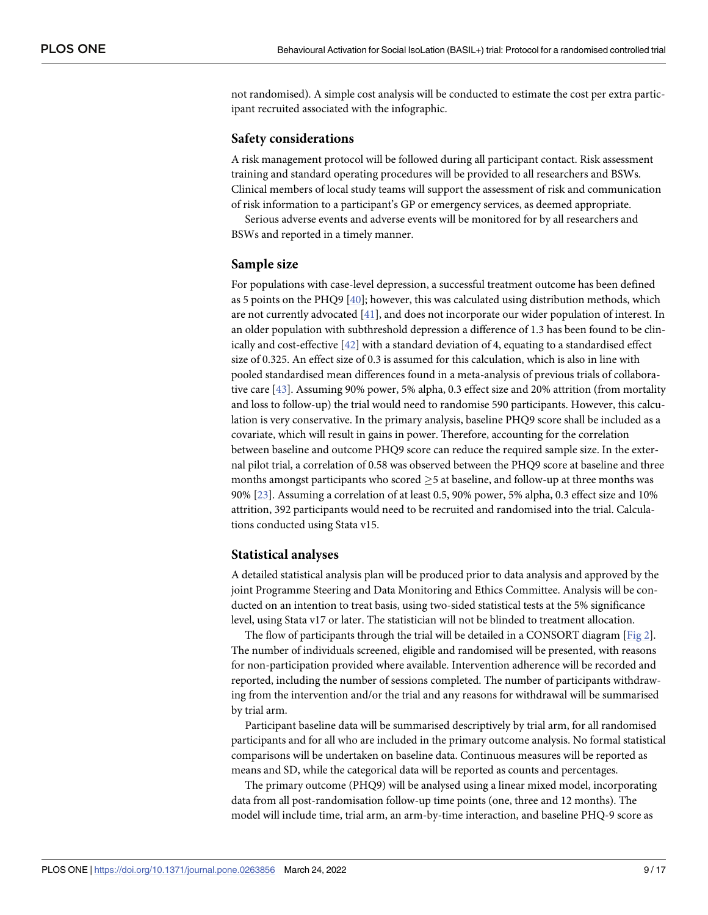not randomised). A simple cost analysis will be conducted to estimate the cost per extra participant recruited associated with the infographic.

### Safety considerations

A risk management protocol will be followed during all participant contact. Risk assessment training and standard operating procedures will be provided to all researchers and BSWs. Clinical members of local study teams will support the assessment of risk and communication of risk information to a participant's GP or emergency services, as deemed appropriate.

Serious adverse events and adverse events will be monitored for by all researchers and BSWs and reported in a timely manner.

### Sample size

For populations with case-level depression, a successful treatment outcome has been defined as 5 points on the PHQ9 [40]; however, this was calculated using distribution methods, which are not currently advocated [41], and does not incorporate our wider population of interest. In an older population with subthreshold depression a difference of 1.3 has been found to be clinically and cost-effective [42] with a standard deviation of 4, equating to a standardised effect size of 0.325. An effect size of 0.3 is assumed for this calculation, which is also in line with pooled standardised mean differences found in a meta-analysis of previous trials of collaborative care [43]. Assuming 90% power, 5% alpha, 0.3 effect size and 20% attrition (from mortality and loss to follow-up) the trial would need to randomise 590 participants. However, this calculation is very conservative. In the primary analysis, baseline PHQ9 score shall be included as a covariate, which will result in gains in power. Therefore, accounting for the correlation between baseline and outcome PHQ9 score can reduce the required sample size. In the external pilot trial, a correlation of 0.58 was observed between the PHQ9 score at baseline and three months amongst participants who scored $\geq$5 at baseline, and follow-up at three months was 90% [23]. Assuming a correlation of at least 0.5, 90% power, 5% alpha, 0.3 effect size and 10% attrition, 392 participants would need to be recruited and randomised into the trial. Calculations conducted using Stata v15.

### Statistical analyses

A detailed statistical analysis plan will be produced prior to data analysis and approved by the joint Programme Steering and Data Monitoring and Ethics Committee. Analysis will be conducted on an intention to treat basis, using two-sided statistical tests at the 5% significance level, using Stata v17 or later. The statistician will not be blinded to treatment allocation.

The flow of participants through the trial will be detailed in a CONSORT diagram [Fig 2]. The number of individuals screened, eligible and randomised will be presented, with reasons for non-participation provided where available. Intervention adherence will be recorded and reported, including the number of sessions completed. The number of participants withdrawing from the intervention and/or the trial and any reasons for withdrawal will be summarised by trial arm.

Participant baseline data will be summarised descriptively by trial arm, for all randomised participants and for all who are included in the primary outcome analysis. No formal statistical comparisons will be undertaken on baseline data. Continuous measures will be reported as means and SD, while the categorical data will be reported as counts and percentages.

The primary outcome (PHQ9) will be analysed using a linear mixed model, incorporating data from all post-randomisation follow-up time points (one, three and 12 months). The model will include time, trial arm, an arm-by-time interaction, and baseline PHQ-9 score as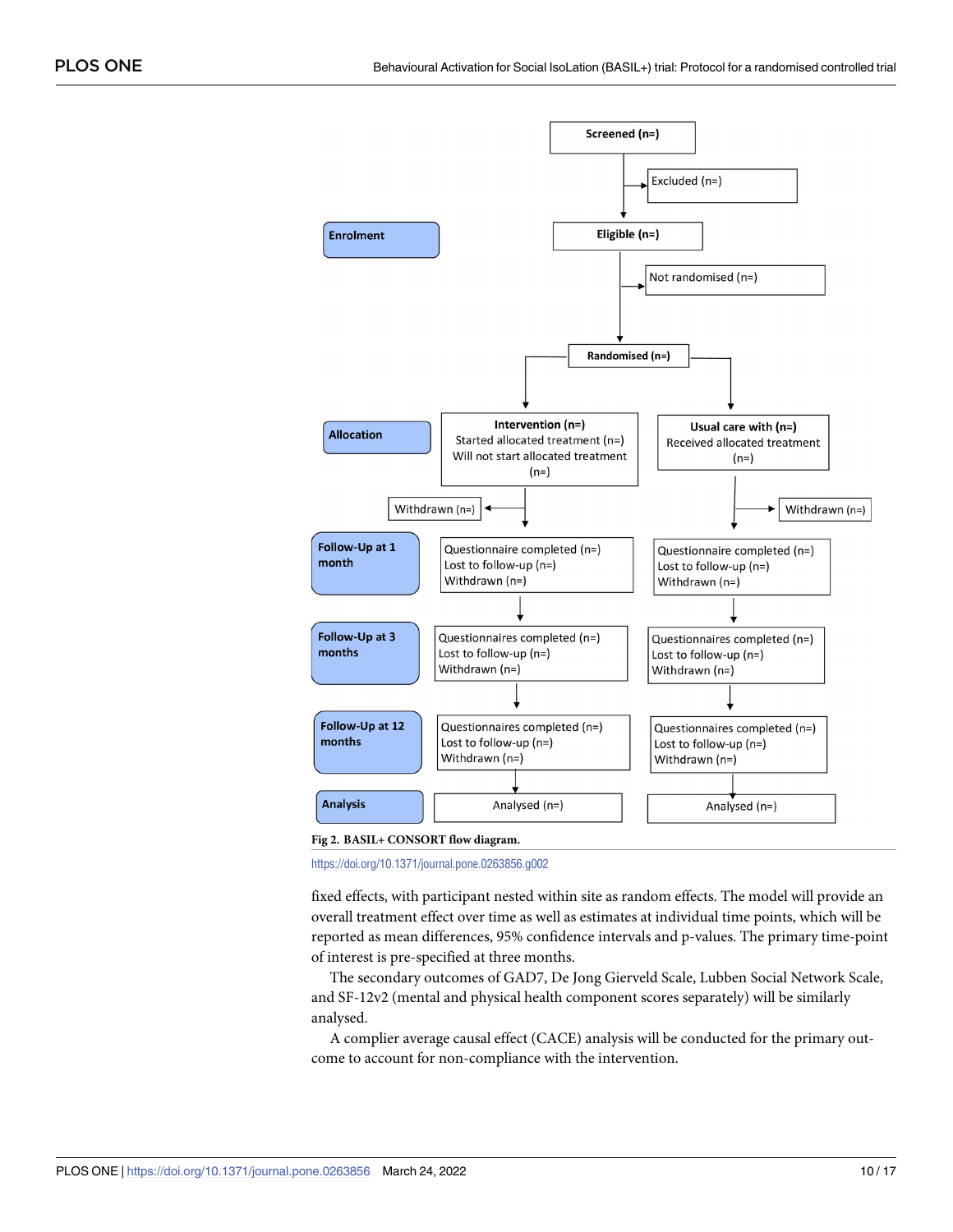Fig 2. BASIL+ CONSORT flow diagram.

https://doi.org/10.1371/journal.pone.0263856.g002

fixed effects, with participant nested within site as random effects. The model will provide an overall treatment effect over time as well as estimates at individual time points, which will be reported as mean differences, 95% confidence intervals and p-values. The primary time-point of interest is pre-specified at three months.

The secondary outcomes of GAD7, De Jong Gierveld Scale, Lubben Social Network Scale, and SF-12v2 (mental and physical health component scores separately) will be similarly analysed.

A complier average causal effect (CACE) analysis will be conducted for the primary outcome to account for non-compliance with the intervention.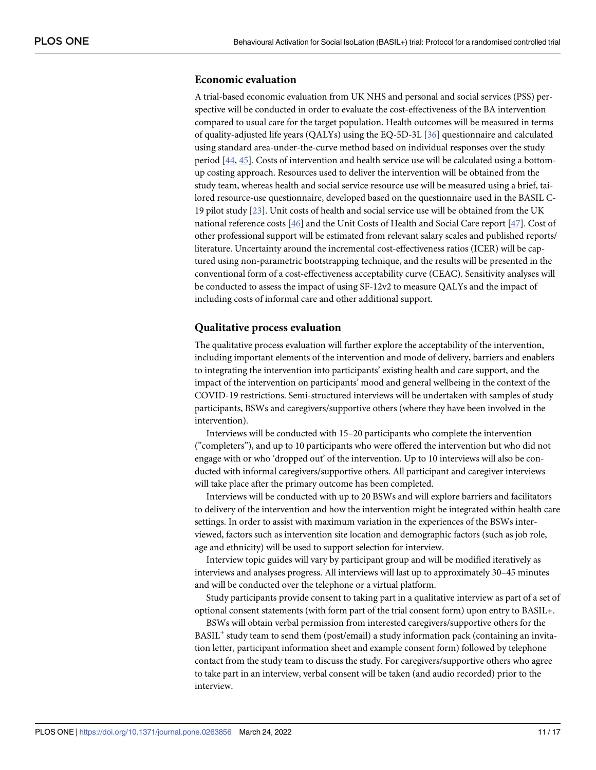## Economic evaluation

A trial-based economic evaluation from UK NHS and personal and social services (PSS) perspective will be conducted in order to evaluate the cost-effectiveness of the BA intervention compared to usual care for the target population. Health outcomes will be measured in terms of quality-adjusted life years (QALYs) using the EQ-5D-3L [36] questionnaire and calculated using standard area-under-the-curve method based on individual responses over the study period [44, 45]. Costs of intervention and health service use will be calculated using a bottom-up costing approach. Resources used to deliver the intervention will be obtained from the study team, whereas health and social service resource use will be measured using a brief, tailored resource-use questionnaire, developed based on the questionnaire used in the BASIL C-19 pilot study [23]. Unit costs of health and social service use will be obtained from the UK national reference costs [46] and the Unit Costs of Health and Social Care report [47]. Cost of other professional support will be estimated from relevant salary scales and published reports/literature. Uncertainty around the incremental cost-effectiveness ratios (ICER) will be captured using non-parametric bootstrapping technique, and the results will be presented in the conventional form of a cost-effectiveness acceptability curve (CEAC). Sensitivity analyses will be conducted to assess the impact of using SF-12v2 to measure QALYs and the impact of including costs of informal care and other additional support.

## Qualitative process evaluation

The qualitative process evaluation will further explore the acceptability of the intervention, including important elements of the intervention and mode of delivery, barriers and enablers to integrating the intervention into participants' existing health and care support, and the impact of the intervention on participants' mood and general wellbeing in the context of the COVID-19 restrictions. Semi-structured interviews will be undertaken with samples of study participants, BSWs and caregivers/supportive others (where they have been involved in the intervention).

Interviews will be conducted with 15–20 participants who complete the intervention ("completers"), and up to 10 participants who were offered the intervention but who did not engage with or who 'dropped out' of the intervention. Up to 10 interviews will also be conducted with informal caregivers/supportive others. All participant and caregiver interviews will take place after the primary outcome has been completed.

Interviews will be conducted with up to 20 BSWs and will explore barriers and facilitators to delivery of the intervention and how the intervention might be integrated within health care settings. In order to assist with maximum variation in the experiences of the BSWs interviewed, factors such as intervention site location and demographic factors (such as job role, age and ethnicity) will be used to support selection for interview.

Interview topic guides will vary by participant group and will be modified iteratively as interviews and analyses progress. All interviews will last up to approximately 30–45 minutes and will be conducted over the telephone or a virtual platform.

Study participants provide consent to taking part in a qualitative interview as part of a set of optional consent statements (with form part of the trial consent form) upon entry to BASIL+.

BSWs will obtain verbal permission from interested caregivers/supportive others for the BASIL+ study team to send them (post/email) a study information pack (containing an invitation letter, participant information sheet and example consent form) followed by telephone contact from the study team to discuss the study. For caregivers/supportive others who agree to take part in an interview, verbal consent will be taken (and audio recorded) prior to the interview.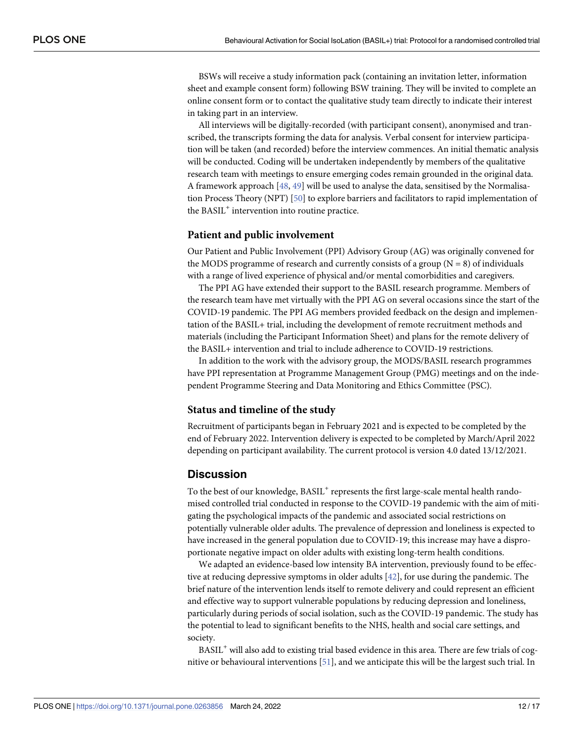BSWs will receive a study information pack (containing an invitation letter, information sheet and example consent form) following BSW training. They will be invited to complete an online consent form or to contact the qualitative study team directly to indicate their interest in taking part in an interview.

All interviews will be digitally-recorded (with participant consent), anonymised and transcribed, the transcripts forming the data for analysis. Verbal consent for interview participation will be taken (and recorded) before the interview commences. An initial thematic analysis will be conducted. Coding will be undertaken independently by members of the qualitative research team with meetings to ensure emerging codes remain grounded in the original data. A framework approach [48, 49] will be used to analyse the data, sensitised by the Normalisation Process Theory (NPT) [50] to explore barriers and facilitators to rapid implementation of the BASIL+ intervention into routine practice.

### Patient and public involvement

Our Patient and Public Involvement (PPI) Advisory Group (AG) was originally convened for the MODS programme of research and currently consists of a group (N = 8) of individuals with a range of lived experience of physical and/or mental comorbidities and caregivers.

The PPI AG have extended their support to the BASIL research programme. Members of the research team have met virtually with the PPI AG on several occasions since the start of the COVID-19 pandemic. The PPI AG members provided feedback on the design and implementation of the BASIL+ trial, including the development of remote recruitment methods and materials (including the Participant Information Sheet) and plans for the remote delivery of the BASIL+ intervention and trial to include adherence to COVID-19 restrictions.

In addition to the work with the advisory group, the MODS/BASIL research programmes have PPI representation at Programme Management Group (PMG) meetings and on the independent Programme Steering and Data Monitoring and Ethics Committee (PSC).

### Status and timeline of the study

Recruitment of participants began in February 2021 and is expected to be completed by the end of February 2022. Intervention delivery is expected to be completed by March/April 2022 depending on participant availability. The current protocol is version 4.0 dated 13/12/2021.

## Discussion

To the best of our knowledge, BASIL+ represents the first large-scale mental health randomised controlled trial conducted in response to the COVID-19 pandemic with the aim of mitigating the psychological impacts of the pandemic and associated social restrictions on potentially vulnerable older adults. The prevalence of depression and loneliness is expected to have increased in the general population due to COVID-19; this increase may have a disproportionate negative impact on older adults with existing long-term health conditions.

We adapted an evidence-based low intensity BA intervention, previously found to be effective at reducing depressive symptoms in older adults [42], for use during the pandemic. The brief nature of the intervention lends itself to remote delivery and could represent an efficient and effective way to support vulnerable populations by reducing depression and loneliness, particularly during periods of social isolation, such as the COVID-19 pandemic. The study has the potential to lead to significant benefits to the NHS, health and social care settings, and society.

BASIL+ will also add to existing trial based evidence in this area. There are few trials of cognitive or behavioural interventions [51], and we anticipate this will be the largest such trial. In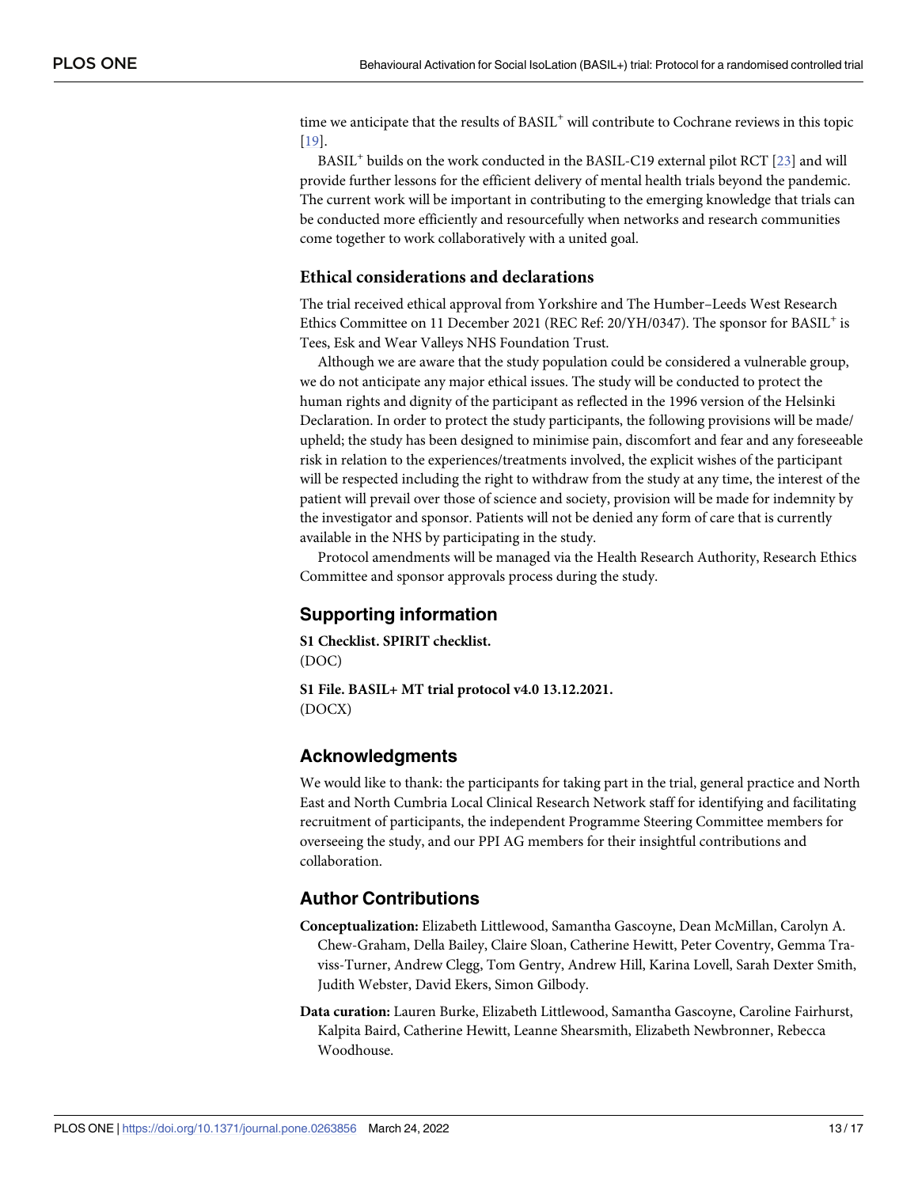time we anticipate that the results of BASIL+ will contribute to Cochrane reviews in this topic [19].

BASIL+ builds on the work conducted in the BASIL-C19 external pilot RCT [23] and will provide further lessons for the efficient delivery of mental health trials beyond the pandemic. The current work will be important in contributing to the emerging knowledge that trials can be conducted more efficiently and resourcefully when networks and research communities come together to work collaboratively with a united goal.

### Ethical considerations and declarations

The trial received ethical approval from Yorkshire and The Humber–Leeds West Research Ethics Committee on 11 December 2021 (REC Ref: 20/YH/0347). The sponsor for BASIL+ is Tees, Esk and Wear Valleys NHS Foundation Trust.

Although we are aware that the study population could be considered a vulnerable group, we do not anticipate any major ethical issues. The study will be conducted to protect the human rights and dignity of the participant as reflected in the 1996 version of the Helsinki Declaration. In order to protect the study participants, the following provisions will be made/upheld; the study has been designed to minimise pain, discomfort and fear and any foreseeable risk in relation to the experiences/treatments involved, the explicit wishes of the participant will be respected including the right to withdraw from the study at any time, the interest of the patient will prevail over those of science and society, provision will be made for indemnity by the investigator and sponsor. Patients will not be denied any form of care that is currently available in the NHS by participating in the study.

Protocol amendments will be managed via the Health Research Authority, Research Ethics Committee and sponsor approvals process during the study.

## Supporting information

**S1 Checklist. SPIRIT checklist.**
(DOC)

**S1 File. BASIL+ MT trial protocol v4.0 13.12.2021.**
(DOCX)

## Acknowledgments

We would like to thank: the participants for taking part in the trial, general practice and North East and North Cumbria Local Clinical Research Network staff for identifying and facilitating recruitment of participants, the independent Programme Steering Committee members for overseeing the study, and our PPI AG members for their insightful contributions and collaboration.

## Author Contributions

**Conceptualization:** Elizabeth Littlewood, Samantha Gascoyne, Dean McMillan, Carolyn A. Chew-Graham, Della Bailey, Claire Sloan, Catherine Hewitt, Peter Coventry, Gemma Traviss-Turner, Andrew Clegg, Tom Gentry, Andrew Hill, Karina Lovell, Sarah Dexter Smith, Judith Webster, David Ekers, Simon Gilbody.

**Data curation:** Lauren Burke, Elizabeth Littlewood, Samantha Gascoyne, Caroline Fairhurst, Kalpita Baird, Catherine Hewitt, Leanne Shearsmith, Elizabeth Newbronner, Rebecca Woodhouse.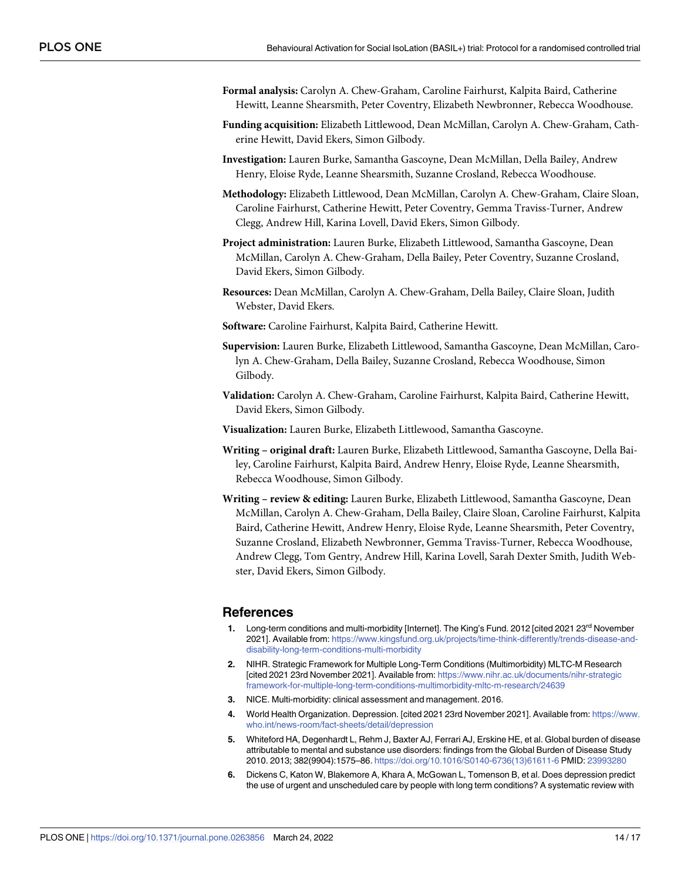**Formal analysis:** Carolyn A. Chew-Graham, Caroline Fairhurst, Kalpita Baird, Catherine Hewitt, Leanne Shearsmith, Peter Coventry, Elizabeth Newbronner, Rebecca Woodhouse.

**Funding acquisition:** Elizabeth Littlewood, Dean McMillan, Carolyn A. Chew-Graham, Catherine Hewitt, David Ekers, Simon Gilbody.

**Investigation:** Lauren Burke, Samantha Gascoyne, Dean McMillan, Della Bailey, Andrew Henry, Eloise Ryde, Leanne Shearsmith, Suzanne Crosland, Rebecca Woodhouse.

**Methodology:** Elizabeth Littlewood, Dean McMillan, Carolyn A. Chew-Graham, Claire Sloan, Caroline Fairhurst, Catherine Hewitt, Peter Coventry, Gemma Traviss-Turner, Andrew Clegg, Andrew Hill, Karina Lovell, David Ekers, Simon Gilbody.

**Project administration:** Lauren Burke, Elizabeth Littlewood, Samantha Gascoyne, Dean McMillan, Carolyn A. Chew-Graham, Della Bailey, Peter Coventry, Suzanne Crosland, David Ekers, Simon Gilbody.

**Resources:** Dean McMillan, Carolyn A. Chew-Graham, Della Bailey, Claire Sloan, Judith Webster, David Ekers.

**Software:** Caroline Fairhurst, Kalpita Baird, Catherine Hewitt.

**Supervision:** Lauren Burke, Elizabeth Littlewood, Samantha Gascoyne, Dean McMillan, Carolyn A. Chew-Graham, Della Bailey, Suzanne Crosland, Rebecca Woodhouse, Simon Gilbody.

**Validation:** Carolyn A. Chew-Graham, Caroline Fairhurst, Kalpita Baird, Catherine Hewitt, David Ekers, Simon Gilbody.

**Visualization:** Lauren Burke, Elizabeth Littlewood, Samantha Gascoyne.

**Writing – original draft:** Lauren Burke, Elizabeth Littlewood, Samantha Gascoyne, Della Bailey, Caroline Fairhurst, Kalpita Baird, Andrew Henry, Eloise Ryde, Leanne Shearsmith, Rebecca Woodhouse, Simon Gilbody.

**Writing – review & editing:** Lauren Burke, Elizabeth Littlewood, Samantha Gascoyne, Dean McMillan, Carolyn A. Chew-Graham, Della Bailey, Claire Sloan, Caroline Fairhurst, Kalpita Baird, Catherine Hewitt, Andrew Henry, Eloise Ryde, Leanne Shearsmith, Peter Coventry, Suzanne Crosland, Elizabeth Newbronner, Gemma Traviss-Turner, Rebecca Woodhouse, Andrew Clegg, Tom Gentry, Andrew Hill, Karina Lovell, Sarah Dexter Smith, Judith Webster, David Ekers, Simon Gilbody.

## References

1. Long-term conditions and multi-morbidity [Internet]. The King's Fund. 2012 [cited 2021 23rd November 2021]. Available from: https://www.kingsfund.org.uk/projects/time-think-differently/trends-disease-and-disability-long-term-conditions-multi-morbidity
2. NIHR. Strategic Framework for Multiple Long-Term Conditions (Multimorbidity) MLTC-M Research [cited 2021 23rd November 2021]. Available from: https://www.nihr.ac.uk/documents/nihr-strategic framework-for-multiple-long-term-conditions-multimorbidity-mltc-m-research/24639
3. NICE. Multi-morbidity: clinical assessment and management. 2016.
4. World Health Organization. Depression. [cited 2021 23rd November 2021]. Available from: https://www.who.int/news-room/fact-sheets/detail/depression
5. Whiteford HA, Degenhardt L, Rehm J, Baxter AJ, Ferrari AJ, Erskine HE, et al. Global burden of disease attributable to mental and substance use disorders: findings from the Global Burden of Disease Study 2010. 2013; 382(9904):1575–86. https://doi.org/10.1016/S0140-6736(13)61611-6 PMID: 23993280
6. Dickens C, Katon W, Blakemore A, Khara A, McGowan L, Tomenson B, et al. Does depression predict the use of urgent and unscheduled care by people with long term conditions? A systematic review with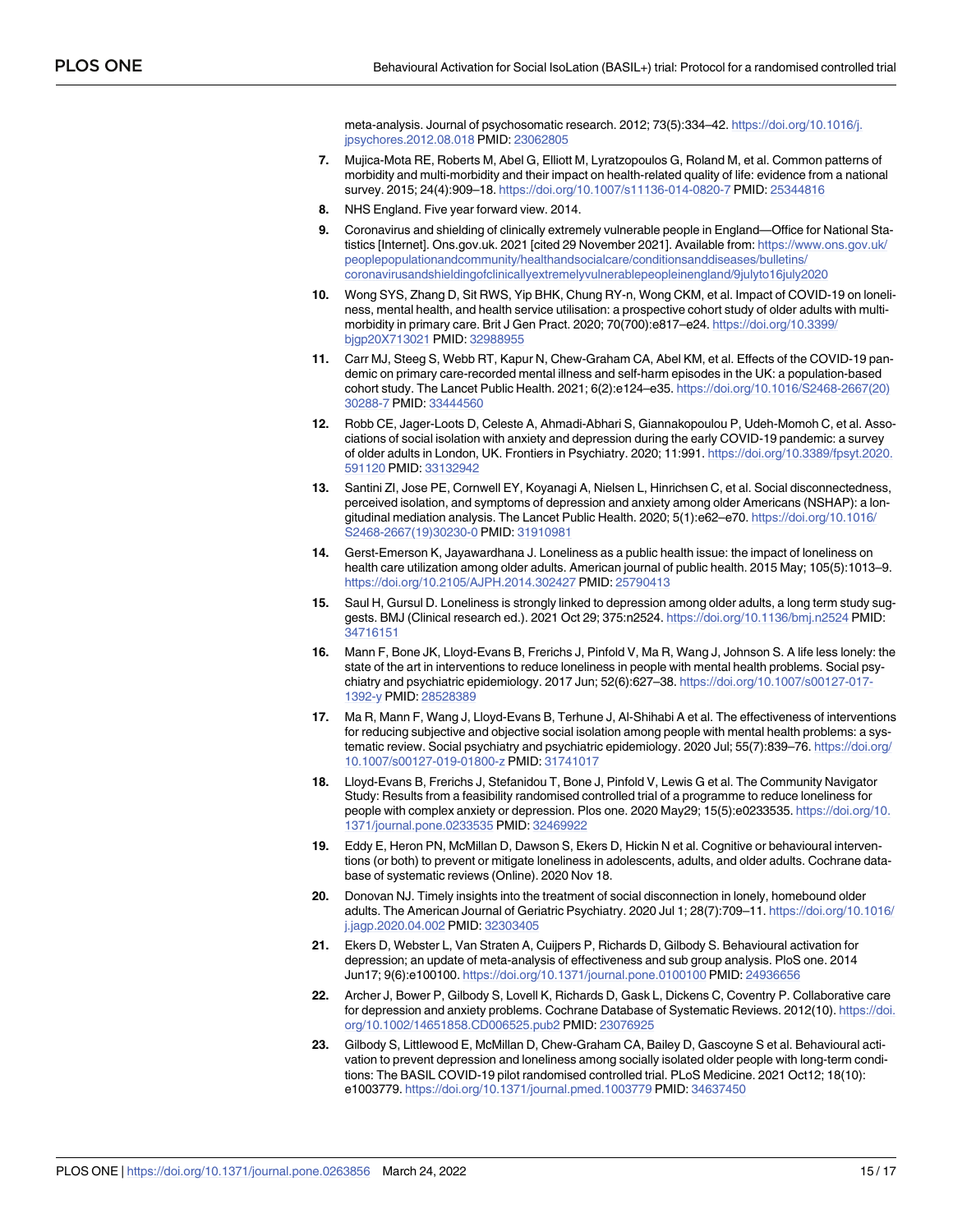meta-analysis. Journal of psychosomatic research. 2012; 73(5):334–42. https://doi.org/10.1016/j.jpsychores.2012.08.018 PMID: 23062805

7. Mujica-Mota RE, Roberts M, Abel G, Elliott M, Lyratzopoulos G, Roland M, et al. Common patterns of morbidity and multi-morbidity and their impact on health-related quality of life: evidence from a national survey. 2015; 24(4):909–18. https://doi.org/10.1007/s11136-014-0820-7 PMID: 25344816
8. NHS England. Five year forward view. 2014.
9. Coronavirus and shielding of clinically extremely vulnerable people in England—Office for National Statistics [Internet]. Ons.gov.uk. 2021 [cited 29 November 2021]. Available from: https://www.ons.gov.uk/peoplepopulationandcommunity/healthandsocialcare/conditionsanddiseases/bulletins/coronavirusandshieldingofclinicallyextremelyvulnerablepeopleinengland/9julyto16july2020
10. Wong SYS, Zhang D, Sit RWS, Yip BHK, Chung RY-n, Wong CKM, et al. Impact of COVID-19 on loneliness, mental health, and health service utilisation: a prospective cohort study of older adults with multimorbidity in primary care. Brit J Gen Pract. 2020; 70(700):e817–e24. https://doi.org/10.3399/bjgp20X713021 PMID: 32988955
11. Carr MJ, Steeg S, Webb RT, Kapur N, Chew-Graham CA, Abel KM, et al. Effects of the COVID-19 pandemic on primary care-recorded mental illness and self-harm episodes in the UK: a population-based cohort study. The Lancet Public Health. 2021; 6(2):e124–e35. https://doi.org/10.1016/S2468-2667(20)30288-7 PMID: 33444560
12. Robb CE, Jager-Loots D, Celeste A, Ahmadi-Abhari S, Giannakopoulou P, Udeh-Momoh C, et al. Associations of social isolation with anxiety and depression during the early COVID-19 pandemic: a survey of older adults in London, UK. Frontiers in Psychiatry. 2020; 11:991. https://doi.org/10.3389/fpsyt.2020.591120 PMID: 33132942
13. Santini ZI, Jose PE, Cornwell EY, Koyanagi A, Nielsen L, Hinrichsen C, et al. Social disconnectedness, perceived isolation, and symptoms of depression and anxiety among older Americans (NSHAP): a longitudinal mediation analysis. The Lancet Public Health. 2020; 5(1):e62–e70. https://doi.org/10.1016/S2468-2667(19)30230-0 PMID: 31910981
14. Gerst-Emerson K, Jayawardhana J. Loneliness as a public health issue: the impact of loneliness on health care utilization among older adults. American journal of public health. 2015 May; 105(5):1013–9. https://doi.org/10.2105/AJPH.2014.302427 PMID: 25790413
15. Saul H, Gursul D. Loneliness is strongly linked to depression among older adults, a long term study suggests. BMJ (Clinical research ed.). 2021 Oct 29; 375:n2524. https://doi.org/10.1136/bmj.n2524 PMID: 34716151
16. Mann F, Bone JK, Lloyd-Evans B, Frerichs J, Pinfold V, Ma R, Wang J, Johnson S. A life less lonely: the state of the art in interventions to reduce loneliness in people with mental health problems. Social psychiatry and psychiatric epidemiology. 2017 Jun; 52(6):627–38. https://doi.org/10.1007/s00127-017-1392-y PMID: 28528389
17. Ma R, Mann F, Wang J, Lloyd-Evans B, Terhune J, Al-Shihabi A et al. The effectiveness of interventions for reducing subjective and objective social isolation among people with mental health problems: a systematic review. Social psychiatry and psychiatric epidemiology. 2020 Jul; 55(7):839–76. https://doi.org/10.1007/s00127-019-01800-z PMID: 31741017
18. Lloyd-Evans B, Frerichs J, Stefanidou T, Bone J, Pinfold V, Lewis G et al. The Community Navigator Study: Results from a feasibility randomised controlled trial of a programme to reduce loneliness for people with complex anxiety or depression. Plos one. 2020 May29; 15(5):e0233535. https://doi.org/10.1371/journal.pone.0233535 PMID: 32469922
19. Eddy E, Heron PN, McMillan D, Dawson S, Ekers D, Hickin N et al. Cognitive or behavioural interventions (or both) to prevent or mitigate loneliness in adolescents, adults, and older adults. Cochrane database of systematic reviews (Online). 2020 Nov 18.
20. Donovan NJ. Timely insights into the treatment of social disconnection in lonely, homebound older adults. The American Journal of Geriatric Psychiatry. 2020 Jul 1; 28(7):709–11. https://doi.org/10.1016/j.jagp.2020.04.002 PMID: 32303405
21. Ekers D, Webster L, Van Straten A, Cuijpers P, Richards D, Gilbody S. Behavioural activation for depression; an update of meta-analysis of effectiveness and sub group analysis. PloS one. 2014 Jun17; 9(6):e100100. https://doi.org/10.1371/journal.pone.0100100 PMID: 24936656
22. Archer J, Bower P, Gilbody S, Lovell K, Richards D, Gask L, Dickens C, Coventry P. Collaborative care for depression and anxiety problems. Cochrane Database of Systematic Reviews. 2012(10). https://doi.org/10.1002/14651858.CD006525.pub2 PMID: 23076925
23. Gilbody S, Littlewood E, McMillan D, Chew-Graham CA, Bailey D, Gascoyne S et al. Behavioural activation to prevent depression and loneliness among socially isolated older people with long-term conditions: The BASIL COVID-19 pilot randomised controlled trial. PLoS Medicine. 2021 Oct12; 18(10): e1003779. https://doi.org/10.1371/journal.pmed.1003779 PMID: 34637450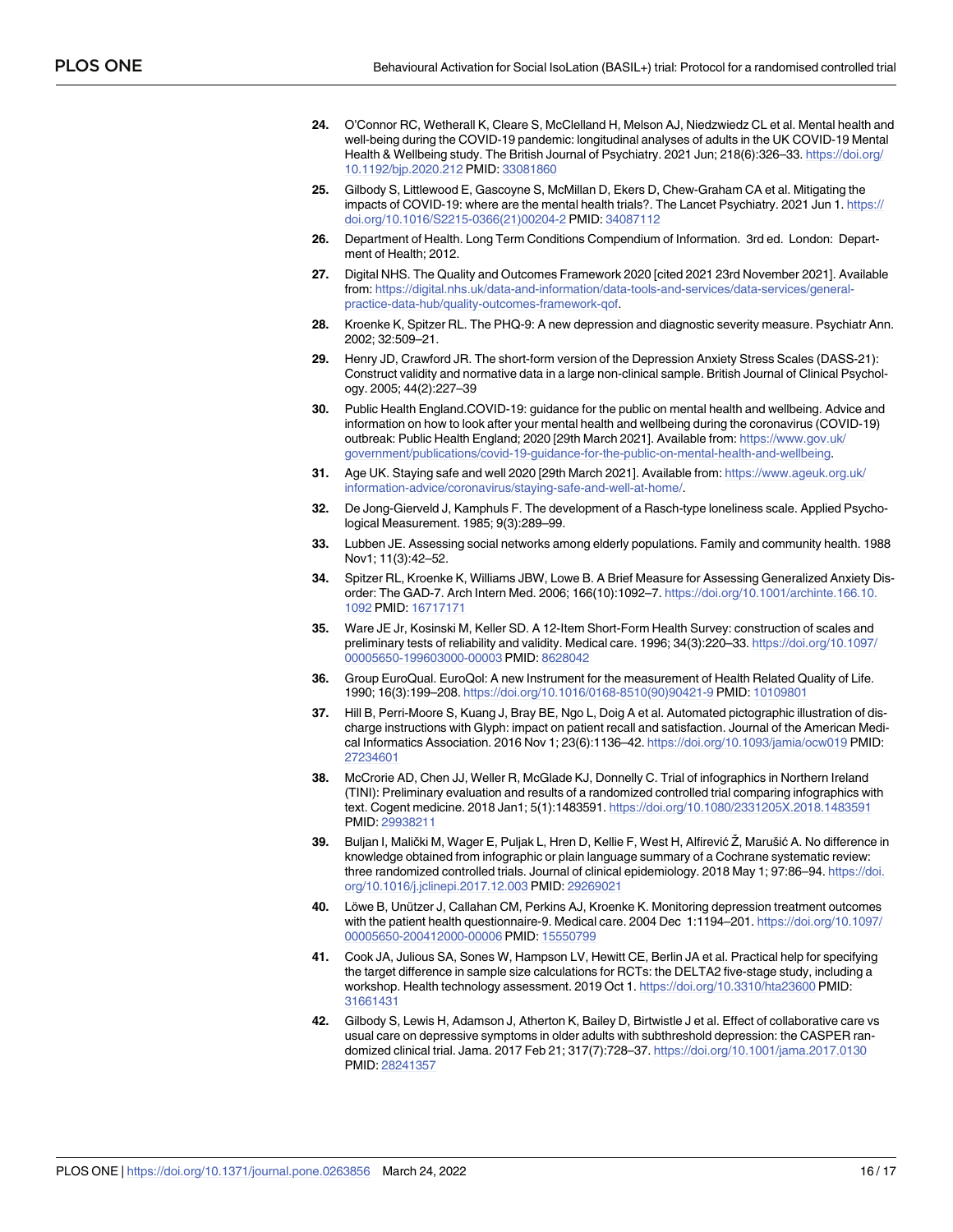24. O'Connor RC, Wetherall K, Cleare S, McClelland H, Melson AJ, Niedzwiedz CL et al. Mental health and well-being during the COVID-19 pandemic: longitudinal analyses of adults in the UK COVID-19 Mental Health & Wellbeing study. The British Journal of Psychiatry. 2021 Jun; 218(6):326–33. https://doi.org/10.1192/bjp.2020.212 PMID: 33081860

25. Gilbody S, Littlewood E, Gascoyne S, McMillan D, Ekers D, Chew-Graham CA et al. Mitigating the impacts of COVID-19: where are the mental health trials?. The Lancet Psychiatry. 2021 Jun 1. https://doi.org/10.1016/S2215-0366(21)00204-2 PMID: 34087112

26. Department of Health. Long Term Conditions Compendium of Information. 3rd ed. London: Department of Health; 2012.

27. Digital NHS. The Quality and Outcomes Framework 2020 [cited 2021 23rd November 2021]. Available from: https://digital.nhs.uk/data-and-information/data-tools-and-services/data-services/general-practice-data-hub/quality-outcomes-framework-qof.

28. Kroenke K, Spitzer RL. The PHQ-9: A new depression and diagnostic severity measure. Psychiatr Ann. 2002; 32:509–21.

29. Henry JD, Crawford JR. The short-form version of the Depression Anxiety Stress Scales (DASS-21): Construct validity and normative data in a large non-clinical sample. British Journal of Clinical Psychology. 2005; 44(2):227–39

30. Public Health England.COVID-19: guidance for the public on mental health and wellbeing. Advice and information on how to look after your mental health and wellbeing during the coronavirus (COVID-19) outbreak: Public Health England; 2020 [29th March 2021]. Available from: https://www.gov.uk/government/publications/covid-19-guidance-for-the-public-on-mental-health-and-wellbeing.

31. Age UK. Staying safe and well 2020 [29th March 2021]. Available from: https://www.ageuk.org.uk/information-advice/coronavirus/staying-safe-and-well-at-home/.

32. De Jong-Gierveld J, Kamphuls F. The development of a Rasch-type loneliness scale. Applied Psychological Measurement. 1985; 9(3):289–99.

33. Lubben JE. Assessing social networks among elderly populations. Family and community health. 1988 Nov1; 11(3):42–52.

34. Spitzer RL, Kroenke K, Williams JBW, Lowe B. A Brief Measure for Assessing Generalized Anxiety Disorder: The GAD-7. Arch Intern Med. 2006; 166(10):1092–7. https://doi.org/10.1001/archinte.166.10.1092 PMID: 16717171

35. Ware JE Jr, Kosinski M, Keller SD. A 12-Item Short-Form Health Survey: construction of scales and preliminary tests of reliability and validity. Medical care. 1996; 34(3):220–33. https://doi.org/10.1097/00005650-199603000-00003 PMID: 8628042

36. Group EuroQual. EuroQol: A new Instrument for the measurement of Health Related Quality of Life. 1990; 16(3):199–208. https://doi.org/10.1016/0168-8510(90)90421-9 PMID: 10109801

37. Hill B, Perri-Moore S, Kuang J, Bray BE, Ngo L, Doig A et al. Automated pictographic illustration of discharge instructions with Glyph: impact on patient recall and satisfaction. Journal of the American Medical Informatics Association. 2016 Nov 1; 23(6):1136–42. https://doi.org/10.1093/jamia/ocw019 PMID: 27234601

38. McCrorie AD, Chen JJ, Weller R, McGlade KJ, Donnelly C. Trial of infographics in Northern Ireland (TINI): Preliminary evaluation and results of a randomized controlled trial comparing infographics with text. Cogent medicine. 2018 Jan1; 5(1):1483591. https://doi.org/10.1080/2331205X.2018.1483591 PMID: 29938211

39. Buljan I, Malički M, Wager E, Puljak L, Hren D, Kellie F, West H, Alfirević Ž, Marušić A. No difference in knowledge obtained from infographic or plain language summary of a Cochrane systematic review: three randomized controlled trials. Journal of clinical epidemiology. 2018 May 1; 97:86–94. https://doi.org/10.1016/j.jclinepi.2017.12.003 PMID: 29269021

40. Löwe B, Unützer J, Callahan CM, Perkins AJ, Kroenke K. Monitoring depression treatment outcomes with the patient health questionnaire-9. Medical care. 2004 Dec 1:1194–201. https://doi.org/10.1097/00005650-200412000-00006 PMID: 15550799

41. Cook JA, Julious SA, Sones W, Hampson LV, Hewitt CE, Berlin JA et al. Practical help for specifying the target difference in sample size calculations for RCTs: the DELTA2 five-stage study, including a workshop. Health technology assessment. 2019 Oct 1. https://doi.org/10.3310/hta23600 PMID: 31661431

42. Gilbody S, Lewis H, Adamson J, Atherton K, Bailey D, Birtwistle J et al. Effect of collaborative care vs usual care on depressive symptoms in older adults with subthreshold depression: the CASPER randomized clinical trial. Jama. 2017 Feb 21; 317(7):728–37. https://doi.org/10.1001/jama.2017.0130 PMID: 28241357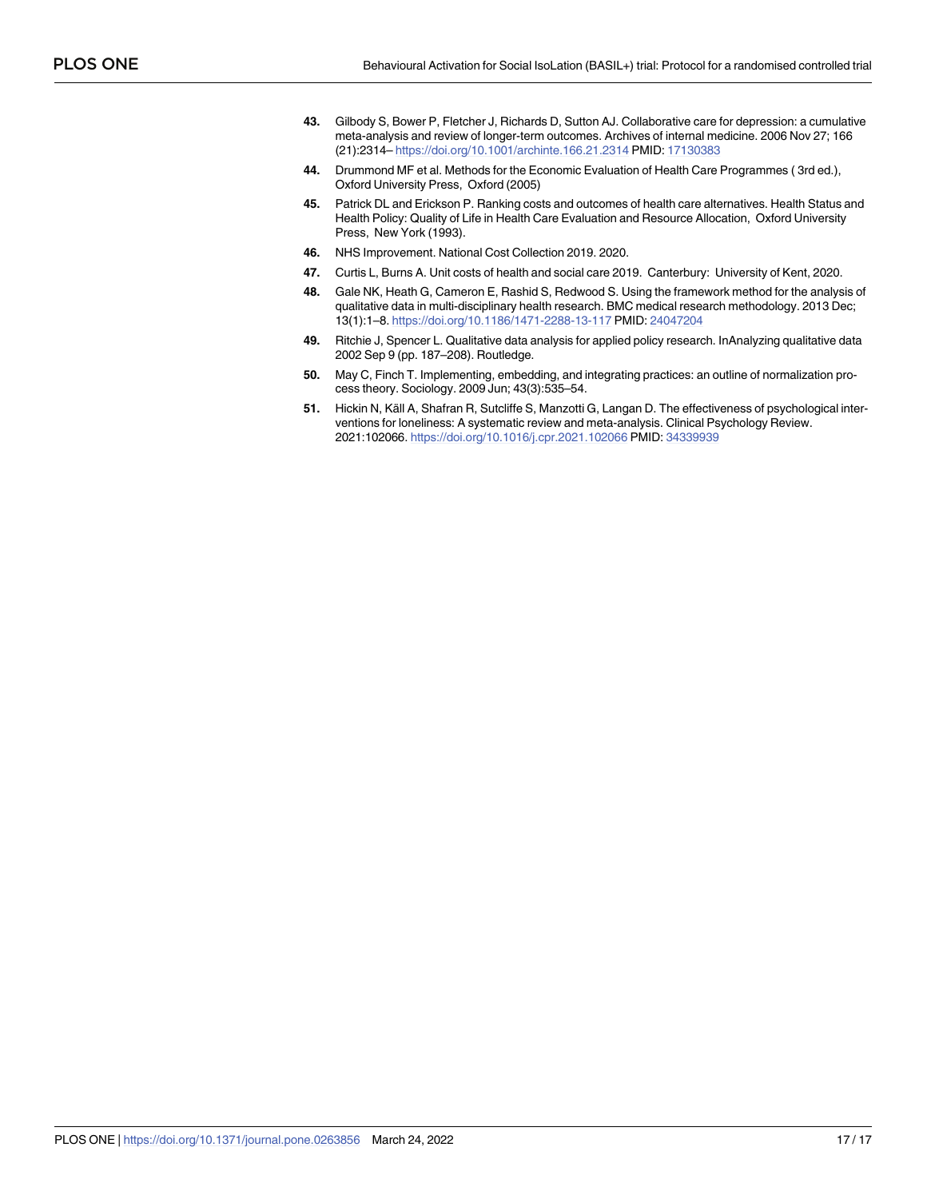43. Gilbody S, Bower P, Fletcher J, Richards D, Sutton AJ. Collaborative care for depression: a cumulative meta-analysis and review of longer-term outcomes. Archives of internal medicine. 2006 Nov 27; 166 (21):2314– https://doi.org/10.1001/archinte.166.21.2314 PMID: 17130383

44. Drummond MF et al. Methods for the Economic Evaluation of Health Care Programmes ( 3rd ed.), Oxford University Press, Oxford (2005)

45. Patrick DL and Erickson P. Ranking costs and outcomes of health care alternatives. Health Status and Health Policy: Quality of Life in Health Care Evaluation and Resource Allocation, Oxford University Press, New York (1993).

46. NHS Improvement. National Cost Collection 2019. 2020.

47. Curtis L, Burns A. Unit costs of health and social care 2019. Canterbury: University of Kent, 2020.

48. Gale NK, Heath G, Cameron E, Rashid S, Redwood S. Using the framework method for the analysis of qualitative data in multi-disciplinary health research. BMC medical research methodology. 2013 Dec; 13(1):1–8. https://doi.org/10.1186/1471-2288-13-117 PMID: 24047204

49. Ritchie J, Spencer L. Qualitative data analysis for applied policy research. InAnalyzing qualitative data 2002 Sep 9 (pp. 187–208). Routledge.

50. May C, Finch T. Implementing, embedding, and integrating practices: an outline of normalization process theory. Sociology. 2009 Jun; 43(3):535–54.

51. Hickin N, Käll A, Shafran R, Sutcliffe S, Manzotti G, Langan D. The effectiveness of psychological interventions for loneliness: A systematic review and meta-analysis. Clinical Psychology Review. 2021:102066. https://doi.org/10.1016/j.cpr.2021.102066 PMID: 34339939